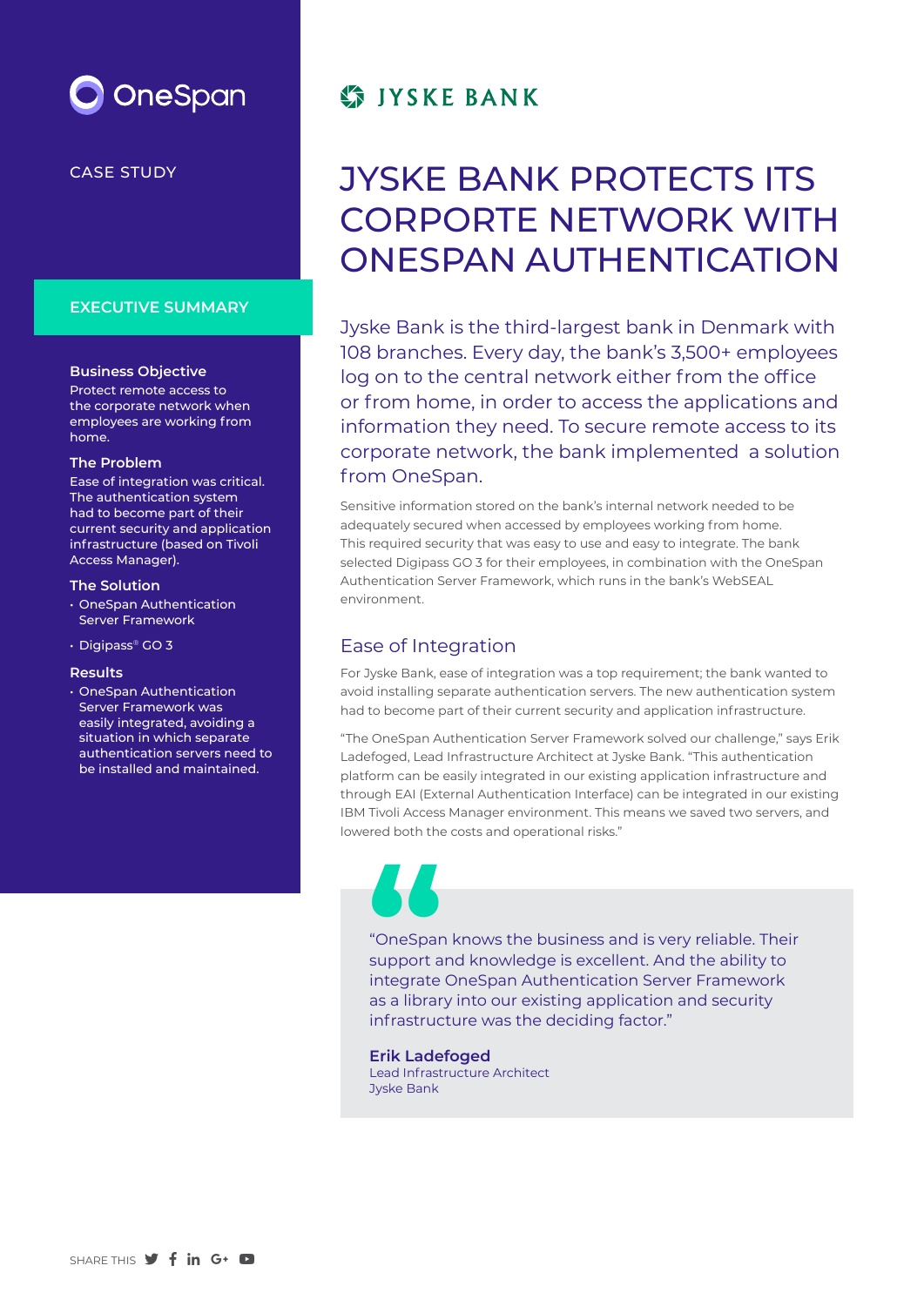OneSpan

CASE STUDY

JYSKE BANK

# JYSKE BANK PROTECTS ITS CORPORTE NETWORK WITH ONESPAN AUTHENTICATION

## EXECUTIVE SUMMARY

**Business Objective**

Protect remote access to the corporate network when employees are working from home.

**The Problem**

Ease of integration was critical. The authentication system had to become part of their current security and application infrastructure (based on Tivoli Access Manager).

**The Solution**

- OneSpan Authentication Server Framework
- Digipass® GO 3

**Results**

- OneSpan Authentication Server Framework was easily integrated, avoiding a situation in which separate authentication servers need to be installed and maintained.

Jyske Bank is the third-largest bank in Denmark with 108 branches. Every day, the bank's 3,500+ employees log on to the central network either from the office or from home, in order to access the applications and information they need. To secure remote access to its corporate network, the bank implemented a solution from OneSpan.

Sensitive information stored on the bank's internal network needed to be adequately secured when accessed by employees working from home. This required security that was easy to use and easy to integrate. The bank selected Digipass GO 3 for their employees, in combination with the OneSpan Authentication Server Framework, which runs in the bank's WebSEAL environment.

## Ease of Integration

For Jyske Bank, ease of integration was a top requirement; the bank wanted to avoid installing separate authentication servers. The new authentication system had to become part of their current security and application infrastructure.

"The OneSpan Authentication Server Framework solved our challenge," says Erik Ladefoged, Lead Infrastructure Architect at Jyske Bank. "This authentication platform can be easily integrated in our existing application infrastructure and through EAI (External Authentication Interface) can be integrated in our existing IBM Tivoli Access Manager environment. This means we saved two servers, and lowered both the costs and operational risks."

> "OneSpan knows the business and is very reliable. Their support and knowledge is excellent. And the ability to integrate OneSpan Authentication Server Framework as a library into our existing application and security infrastructure was the deciding factor."
>
> **Erik Ladefoged**
> Lead Infrastructure Architect
> Jyske Bank

SHARE THIS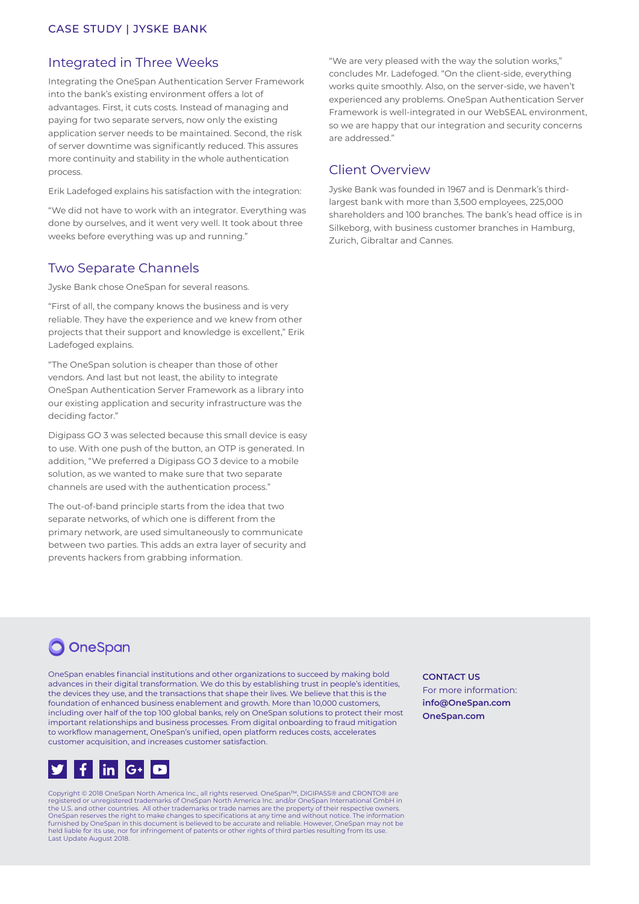## Integrated in Three Weeks

Integrating the OneSpan Authentication Server Framework into the bank's existing environment offers a lot of advantages. First, it cuts costs. Instead of managing and paying for two separate servers, now only the existing application server needs to be maintained. Second, the risk of server downtime was significantly reduced. This assures more continuity and stability in the whole authentication process.

Erik Ladefoged explains his satisfaction with the integration:

"We did not have to work with an integrator. Everything was done by ourselves, and it went very well. It took about three weeks before everything was up and running."

## Two Separate Channels

Jyske Bank chose OneSpan for several reasons.

"First of all, the company knows the business and is very reliable. They have the experience and we knew from other projects that their support and knowledge is excellent," Erik Ladefoged explains.

"The OneSpan solution is cheaper than those of other vendors. And last but not least, the ability to integrate OneSpan Authentication Server Framework as a library into our existing application and security infrastructure was the deciding factor."

Digipass GO 3 was selected because this small device is easy to use. With one push of the button, an OTP is generated. In addition, "We preferred a Digipass GO 3 device to a mobile solution, as we wanted to make sure that two separate channels are used with the authentication process."

The out-of-band principle starts from the idea that two separate networks, of which one is different from the primary network, are used simultaneously to communicate between two parties. This adds an extra layer of security and prevents hackers from grabbing information.

"We are very pleased with the way the solution works," concludes Mr. Ladefoged. "On the client-side, everything works quite smoothly. Also, on the server-side, we haven't experienced any problems. OneSpan Authentication Server Framework is well-integrated in our WebSEAL environment, so we are happy that our integration and security concerns are addressed."

## Client Overview

Jyske Bank was founded in 1967 and is Denmark's third-largest bank with more than 3,500 employees, 225,000 shareholders and 100 branches. The bank's head office is in Silkeborg, with business customer branches in Hamburg, Zurich, Gibraltar and Cannes.

OneSpan

OneSpan enables financial institutions and other organizations to succeed by making bold advances in their digital transformation. We do this by establishing trust in people's identities, the devices they use, and the transactions that shape their lives. We believe that this is the foundation of enhanced business enablement and growth. More than 10,000 customers, including over half of the top 100 global banks, rely on OneSpan solutions to protect their most important relationships and business processes. From digital onboarding to fraud mitigation to workflow management, OneSpan's unified, open platform reduces costs, accelerates customer acquisition, and increases customer satisfaction.

**CONTACT US**
For more information:
**info@OneSpan.com**
**OneSpan.com**

Copyright © 2018 OneSpan North America Inc., all rights reserved. OneSpan™, DIGIPASS® and CRONTO® are registered or unregistered trademarks of OneSpan North America Inc. and/or OneSpan International GmbH in the U.S. and other countries. All other trademarks or trade names are the property of their respective owners. OneSpan reserves the right to make changes to specifications at any time and without notice. The information furnished by OneSpan in this document is believed to be accurate and reliable. However, OneSpan may not be held liable for its use, nor for infringement of patents or other rights of third parties resulting from its use. Last Update August 2018.